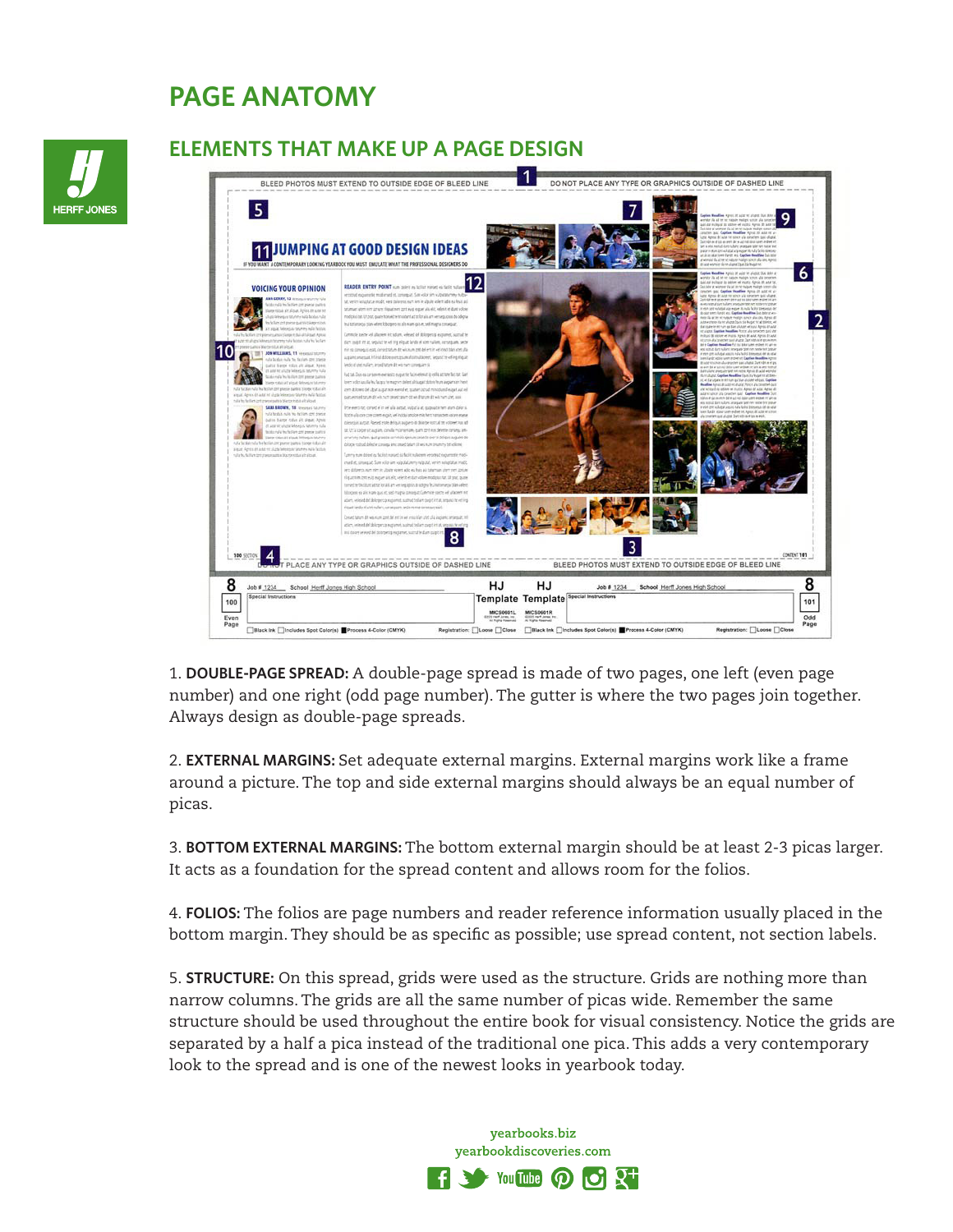# PAGE ANATOMY

## ELEMENTS THAT MAKE UP A PAGE DESIGN

1. **DOUBLE-PAGE SPREAD:** A double-page spread is made of two pages, one left (even page number) and one right (odd page number). The gutter is where the two pages join together. Always design as double-page spreads.

2. **EXTERNAL MARGINS:** Set adequate external margins. External margins work like a frame around a picture. The top and side external margins should always be an equal number of picas.

3. **BOTTOM EXTERNAL MARGINS:** The bottom external margin should be at least 2-3 picas larger. It acts as a foundation for the spread content and allows room for the folios.

4. **FOLIOS:** The folios are page numbers and reader reference information usually placed in the bottom margin. They should be as specific as possible; use spread content, not section labels.

5. **STRUCTURE:** On this spread, grids were used as the structure. Grids are nothing more than narrow columns. The grids are all the same number of picas wide. Remember the same structure should be used throughout the entire book for visual consistency. Notice the grids are separated by a half a pica instead of the traditional one pica. This adds a very contemporary look to the spread and is one of the newest looks in yearbook today.

yearbooks.biz
yearbookdiscoveries.com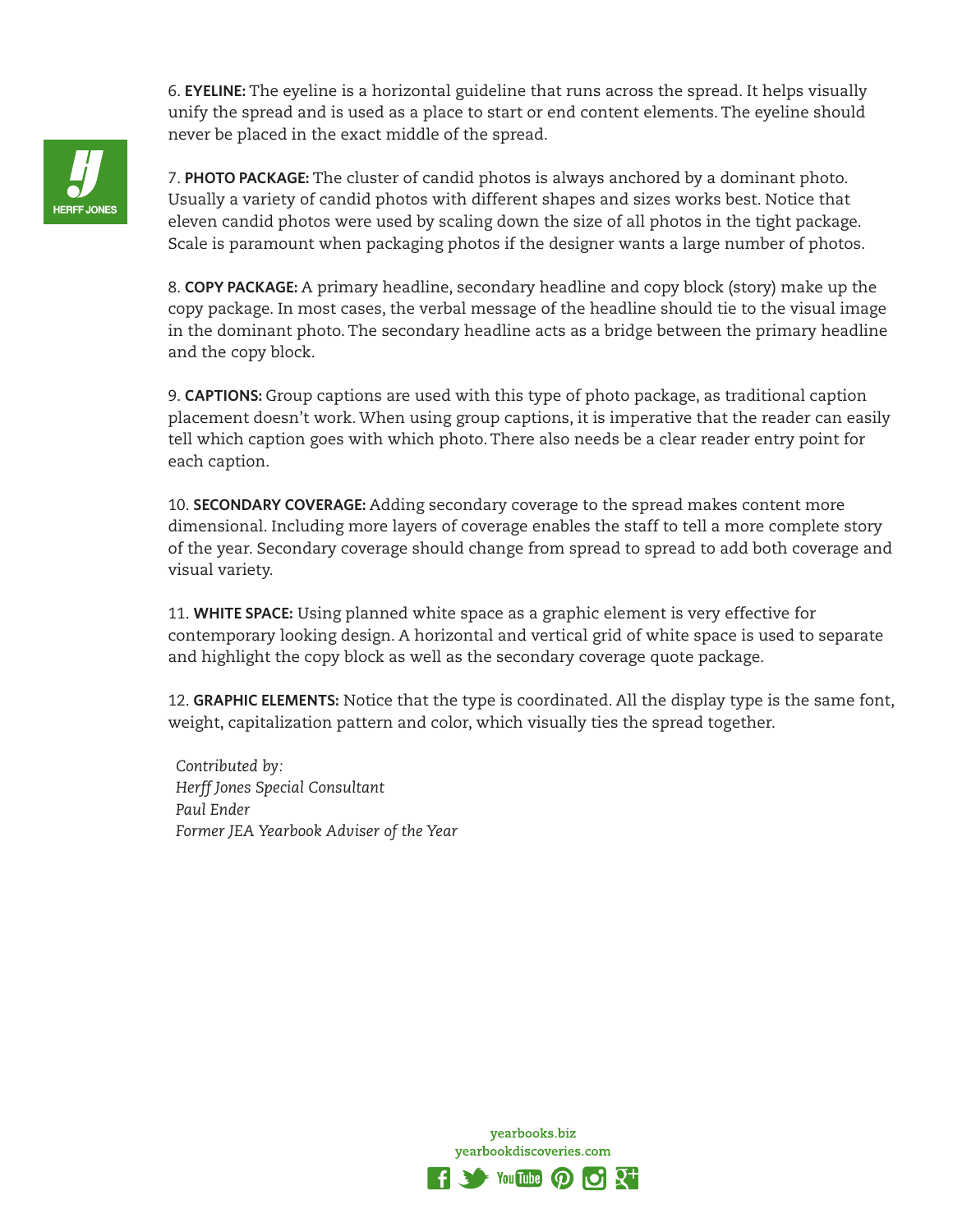6. **EYELINE:** The eyeline is a horizontal guideline that runs across the spread. It helps visually unify the spread and is used as a place to start or end content elements. The eyeline should never be placed in the exact middle of the spread.

7. **PHOTO PACKAGE:** The cluster of candid photos is always anchored by a dominant photo. Usually a variety of candid photos with different shapes and sizes works best. Notice that eleven candid photos were used by scaling down the size of all photos in the tight package. Scale is paramount when packaging photos if the designer wants a large number of photos.

8. **COPY PACKAGE:** A primary headline, secondary headline and copy block (story) make up the copy package. In most cases, the verbal message of the headline should tie to the visual image in the dominant photo. The secondary headline acts as a bridge between the primary headline and the copy block.

9. **CAPTIONS:** Group captions are used with this type of photo package, as traditional caption placement doesn't work. When using group captions, it is imperative that the reader can easily tell which caption goes with which photo. There also needs be a clear reader entry point for each caption.

10. **SECONDARY COVERAGE:** Adding secondary coverage to the spread makes content more dimensional. Including more layers of coverage enables the staff to tell a more complete story of the year. Secondary coverage should change from spread to spread to add both coverage and visual variety.

11. **WHITE SPACE:** Using planned white space as a graphic element is very effective for contemporary looking design. A horizontal and vertical grid of white space is used to separate and highlight the copy block as well as the secondary coverage quote package.

12. **GRAPHIC ELEMENTS:** Notice that the type is coordinated. All the display type is the same font, weight, capitalization pattern and color, which visually ties the spread together.

*Contributed by:*
*Herff Jones Special Consultant*
*Paul Ender*
*Former JEA Yearbook Adviser of the Year*

**yearbooks.biz**
**yearbookdiscoveries.com**